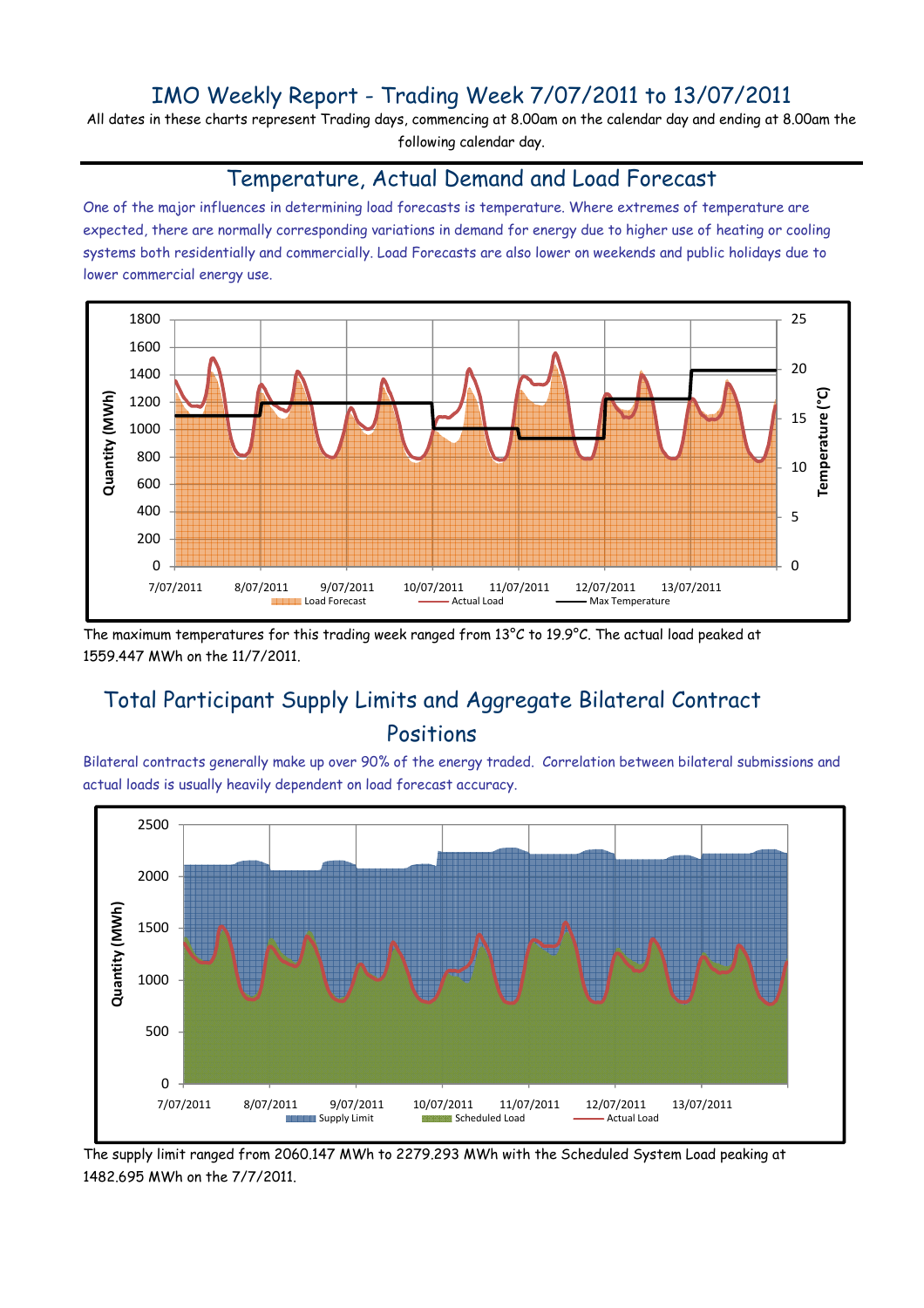# IMO Weekly Report - Trading Week 7/07/2011 to 13/07/2011

All dates in these charts represent Trading days, commencing at 8.00am on the calendar day and ending at 8.00am the following calendar day.

## Temperature, Actual Demand and Load Forecast

One of the major influences in determining load forecasts is temperature. Where extremes of temperature are expected, there are normally corresponding variations in demand for energy due to higher use of heating or cooling systems both residentially and commercially. Load Forecasts are also lower on weekends and public holidays due to lower commercial energy use.

The maximum temperatures for this trading week ranged from 13°C to 19.9°C. The actual load peaked at 1559.447 MWh on the 11/7/2011.

## Total Participant Supply Limits and Aggregate Bilateral Contract Positions

Bilateral contracts generally make up over 90% of the energy traded. Correlation between bilateral submissions and actual loads is usually heavily dependent on load forecast accuracy.

The supply limit ranged from 2060.147 MWh to 2279.293 MWh with the Scheduled System Load peaking at 1482.695 MWh on the 7/7/2011.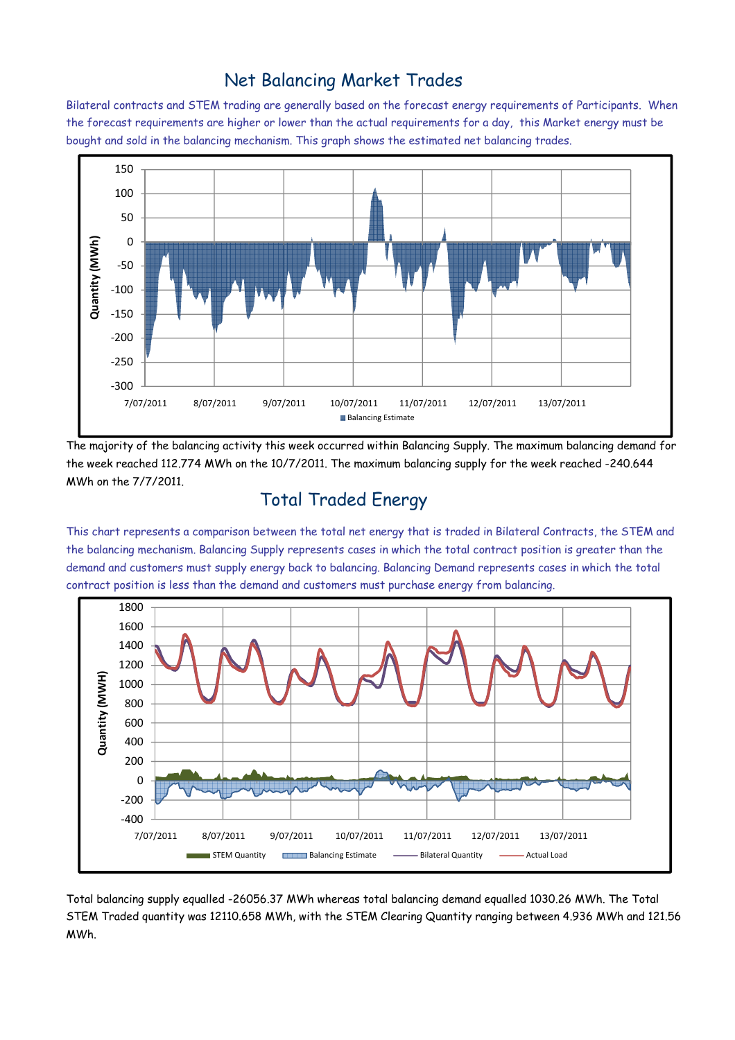## Net Balancing Market Trades

Bilateral contracts and STEM trading are generally based on the forecast energy requirements of Participants. When the forecast requirements are higher or lower than the actual requirements for a day, this Market energy must be bought and sold in the balancing mechanism. This graph shows the estimated net balancing trades.

The majority of the balancing activity this week occurred within Balancing Supply. The maximum balancing demand for the week reached 112.774 MWh on the 10/7/2011. The maximum balancing supply for the week reached -240.644 MWh on the 7/7/2011.

## Total Traded Energy

This chart represents a comparison between the total net energy that is traded in Bilateral Contracts, the STEM and the balancing mechanism. Balancing Supply represents cases in which the total contract position is greater than the demand and customers must supply energy back to balancing. Balancing Demand represents cases in which the total contract position is less than the demand and customers must purchase energy from balancing.

Total balancing supply equalled -26056.37 MWh whereas total balancing demand equalled 1030.26 MWh. The Total STEM Traded quantity was 12110.658 MWh, with the STEM Clearing Quantity ranging between 4.936 MWh and 121.56 MWh.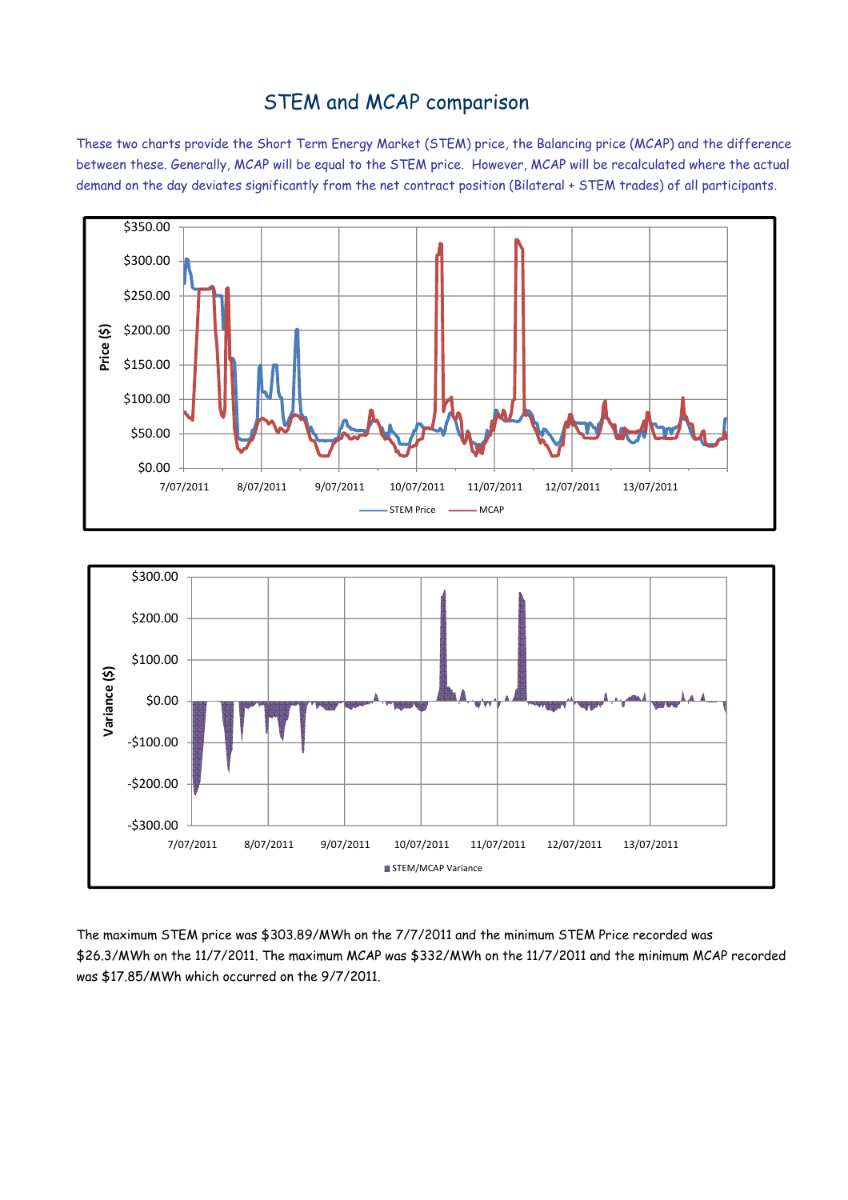# STEM and MCAP comparison

These two charts provide the Short Term Energy Market (STEM) price, the Balancing price (MCAP) and the difference between these. Generally, MCAP will be equal to the STEM price. However, MCAP will be recalculated where the actual demand on the day deviates significantly from the net contract position (Bilateral + STEM trades) of all participants.

Price ($)

$350.00
$300.00
$250.00
$200.00
$150.00
$100.00
$50.00
$0.00

7/07/2011 8/07/2011 9/07/2011 10/07/2011 11/07/2011 12/07/2011 13/07/2011

STEM Price MCAP

Variance ($)

$300.00
$200.00
$100.00
$0.00
-$100.00
-$200.00
-$300.00

7/07/2011 8/07/2011 9/07/2011 10/07/2011 11/07/2011 12/07/2011 13/07/2011

STEM/MCAP Variance

The maximum STEM price was $303.89/MWh on the 7/7/2011 and the minimum STEM Price recorded was $26.3/MWh on the 11/7/2011. The maximum MCAP was $332/MWh on the 11/7/2011 and the minimum MCAP recorded was $17.85/MWh which occurred on the 9/7/2011.